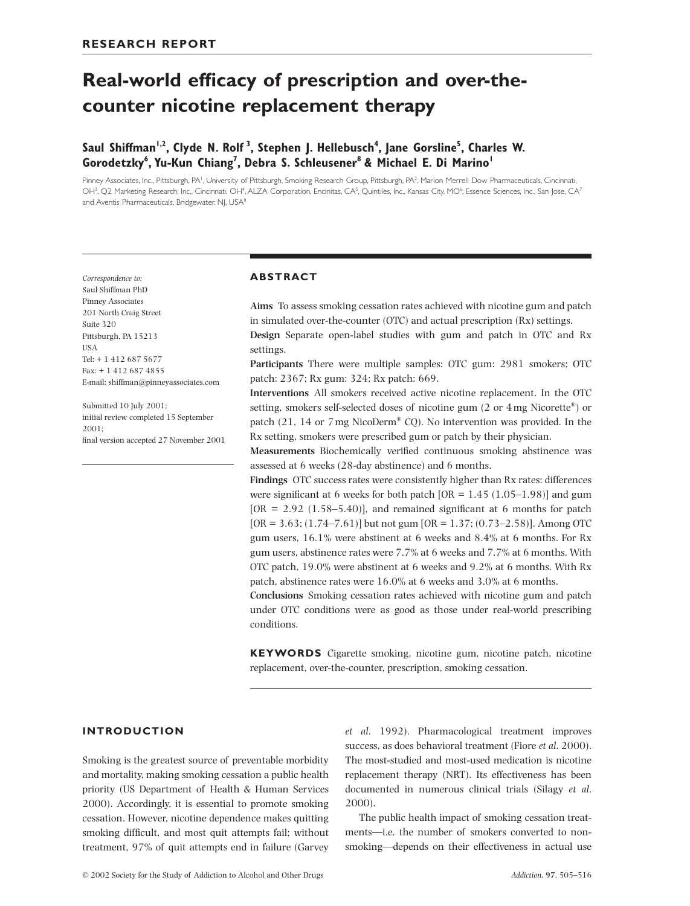RESEARCH REPORT

# Real-world efficacy of prescription and over-the-counter nicotine replacement therapy

**Saul Shiffman[1,2], Clyde N. Rolf[3], Stephen J. Hellebusch[4], Jane Gorsline[5], Charles W. Gorodetzky[6], Yu-Kun Chiang[7], Debra S. Schleusener[8] & Michael E. Di Marino[1]**

Pinney Associates, Inc., Pittsburgh, PA[1], University of Pittsburgh, Smoking Research Group, Pittsburgh, PA[2], Marion Merrell Dow Pharmaceuticals, Cincinnati, OH[3], Q2 Marketing Research, Inc., Cincinnati, OH[4], ALZA Corporation, Encinitas, CA[5], Quintiles, Inc., Kansas City, MO[6], Essence Sciences, Inc., San Jose, CA[7] and Aventis Pharmaceuticals, Bridgewater, NJ, USA[8]

*Correspondence to:*
Saul Shiffman PhD
Pinney Associates
201 North Craig Street
Suite 320
Pittsburgh, PA 15213
USA
Tel: + 1 412 687 5677
Fax: + 1 412 687 4855
E-mail: shiffman@pinneyassociates.com

Submitted 10 July 2001;
initial review completed 15 September 2001;
final version accepted 27 November 2001

## ABSTRACT

**Aims** To assess smoking cessation rates achieved with nicotine gum and patch in simulated over-the-counter (OTC) and actual prescription (Rx) settings.

**Design** Separate open-label studies with gum and patch in OTC and Rx settings.

**Participants** There were multiple samples: OTC gum: 2981 smokers; OTC patch: 2367; Rx gum: 324; Rx patch: 669.

**Interventions** All smokers received active nicotine replacement. In the OTC setting, smokers self-selected doses of nicotine gum (2 or 4 mg Nicorette®) or patch (21, 14 or 7 mg NicoDerm® CQ). No intervention was provided. In the Rx setting, smokers were prescribed gum or patch by their physician.

**Measurements** Biochemically verified continuous smoking abstinence was assessed at 6 weeks (28-day abstinence) and 6 months.

**Findings** OTC success rates were consistently higher than Rx rates: differences were significant at 6 weeks for both patch [OR = 1.45 (1.05–1.98)] and gum [OR = 2.92 (1.58–5.40)], and remained significant at 6 months for patch [OR = 3.63; (1.74–7.61)] but not gum [OR = 1.37; (0.73–2.58)]. Among OTC gum users, 16.1% were abstinent at 6 weeks and 8.4% at 6 months. For Rx gum users, abstinence rates were 7.7% at 6 weeks and 7.7% at 6 months. With OTC patch, 19.0% were abstinent at 6 weeks and 9.2% at 6 months. With Rx patch, abstinence rates were 16.0% at 6 weeks and 3.0% at 6 months.

**Conclusions** Smoking cessation rates achieved with nicotine gum and patch under OTC conditions were as good as those under real-world prescribing conditions.

**KEYWORDS** Cigarette smoking, nicotine gum, nicotine patch, nicotine replacement, over-the-counter, prescription, smoking cessation.

## INTRODUCTION

Smoking is the greatest source of preventable morbidity and mortality, making smoking cessation a public health priority (US Department of Health & Human Services 2000). Accordingly, it is essential to promote smoking cessation. However, nicotine dependence makes quitting smoking difficult, and most quit attempts fail; without treatment, 97% of quit attempts end in failure (Garvey *et al.* 1992). Pharmacological treatment improves success, as does behavioral treatment (Fiore *et al.* 2000). The most-studied and most-used medication is nicotine replacement therapy (NRT). Its effectiveness has been documented in numerous clinical trials (Silagy *et al.* 2000).

The public health impact of smoking cessation treatments—i.e. the number of smokers converted to non-smoking—depends on their effectiveness in actual use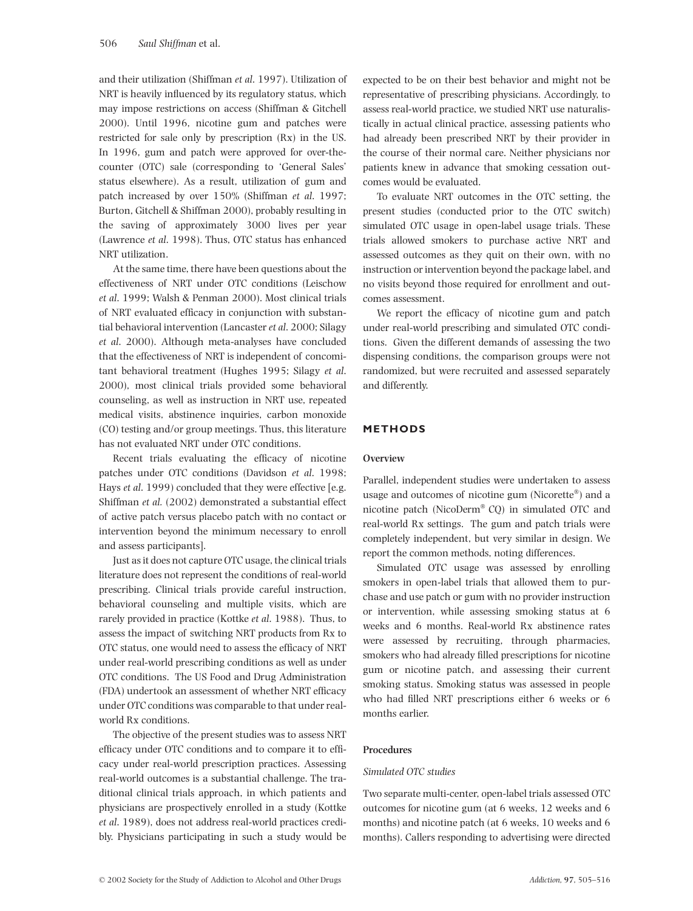and their utilization (Shiffman *et al.* 1997). Utilization of NRT is heavily influenced by its regulatory status, which may impose restrictions on access (Shiffman & Gitchell 2000). Until 1996, nicotine gum and patches were restricted for sale only by prescription (Rx) in the US. In 1996, gum and patch were approved for over-the-counter (OTC) sale (corresponding to 'General Sales' status elsewhere). As a result, utilization of gum and patch increased by over 150% (Shiffman *et al.* 1997; Burton, Gitchell & Shiffman 2000), probably resulting in the saving of approximately 3000 lives per year (Lawrence *et al.* 1998). Thus, OTC status has enhanced NRT utilization.

At the same time, there have been questions about the effectiveness of NRT under OTC conditions (Leischow *et al.* 1999; Walsh & Penman 2000). Most clinical trials of NRT evaluated efficacy in conjunction with substantial behavioral intervention (Lancaster *et al.* 2000; Silagy *et al.* 2000). Although meta-analyses have concluded that the effectiveness of NRT is independent of concomitant behavioral treatment (Hughes 1995; Silagy *et al.* 2000), most clinical trials provided some behavioral counseling, as well as instruction in NRT use, repeated medical visits, abstinence inquiries, carbon monoxide (CO) testing and/or group meetings. Thus, this literature has not evaluated NRT under OTC conditions.

Recent trials evaluating the efficacy of nicotine patches under OTC conditions (Davidson *et al.* 1998; Hays *et al.* 1999) concluded that they were effective [e.g. Shiffman *et al.* (2002) demonstrated a substantial effect of active patch versus placebo patch with no contact or intervention beyond the minimum necessary to enroll and assess participants].

Just as it does not capture OTC usage, the clinical trials literature does not represent the conditions of real-world prescribing. Clinical trials provide careful instruction, behavioral counseling and multiple visits, which are rarely provided in practice (Kottke *et al.* 1988). Thus, to assess the impact of switching NRT products from Rx to OTC status, one would need to assess the efficacy of NRT under real-world prescribing conditions as well as under OTC conditions. The US Food and Drug Administration (FDA) undertook an assessment of whether NRT efficacy under OTC conditions was comparable to that under real-world Rx conditions.

The objective of the present studies was to assess NRT efficacy under OTC conditions and to compare it to efficacy under real-world prescription practices. Assessing real-world outcomes is a substantial challenge. The traditional clinical trials approach, in which patients and physicians are prospectively enrolled in a study (Kottke *et al.* 1989), does not address real-world practices credibly. Physicians participating in such a study would be expected to be on their best behavior and might not be representative of prescribing physicians. Accordingly, to assess real-world practice, we studied NRT use naturalistically in actual clinical practice, assessing patients who had already been prescribed NRT by their provider in the course of their normal care. Neither physicians nor patients knew in advance that smoking cessation outcomes would be evaluated.

To evaluate NRT outcomes in the OTC setting, the present studies (conducted prior to the OTC switch) simulated OTC usage in open-label usage trials. These trials allowed smokers to purchase active NRT and assessed outcomes as they quit on their own, with no instruction or intervention beyond the package label, and no visits beyond those required for enrollment and outcomes assessment.

We report the efficacy of nicotine gum and patch under real-world prescribing and simulated OTC conditions. Given the different demands of assessing the two dispensing conditions, the comparison groups were not randomized, but were recruited and assessed separately and differently.

## METHODS

### Overview

Parallel, independent studies were undertaken to assess usage and outcomes of nicotine gum (Nicorette®) and a nicotine patch (NicoDerm® CQ) in simulated OTC and real-world Rx settings. The gum and patch trials were completely independent, but very similar in design. We report the common methods, noting differences.

Simulated OTC usage was assessed by enrolling smokers in open-label trials that allowed them to purchase and use patch or gum with no provider instruction or intervention, while assessing smoking status at 6 weeks and 6 months. Real-world Rx abstinence rates were assessed by recruiting, through pharmacies, smokers who had already filled prescriptions for nicotine gum or nicotine patch, and assessing their current smoking status. Smoking status was assessed in people who had filled NRT prescriptions either 6 weeks or 6 months earlier.

### Procedures

#### *Simulated OTC studies*

Two separate multi-center, open-label trials assessed OTC outcomes for nicotine gum (at 6 weeks, 12 weeks and 6 months) and nicotine patch (at 6 weeks, 10 weeks and 6 months). Callers responding to advertising were directed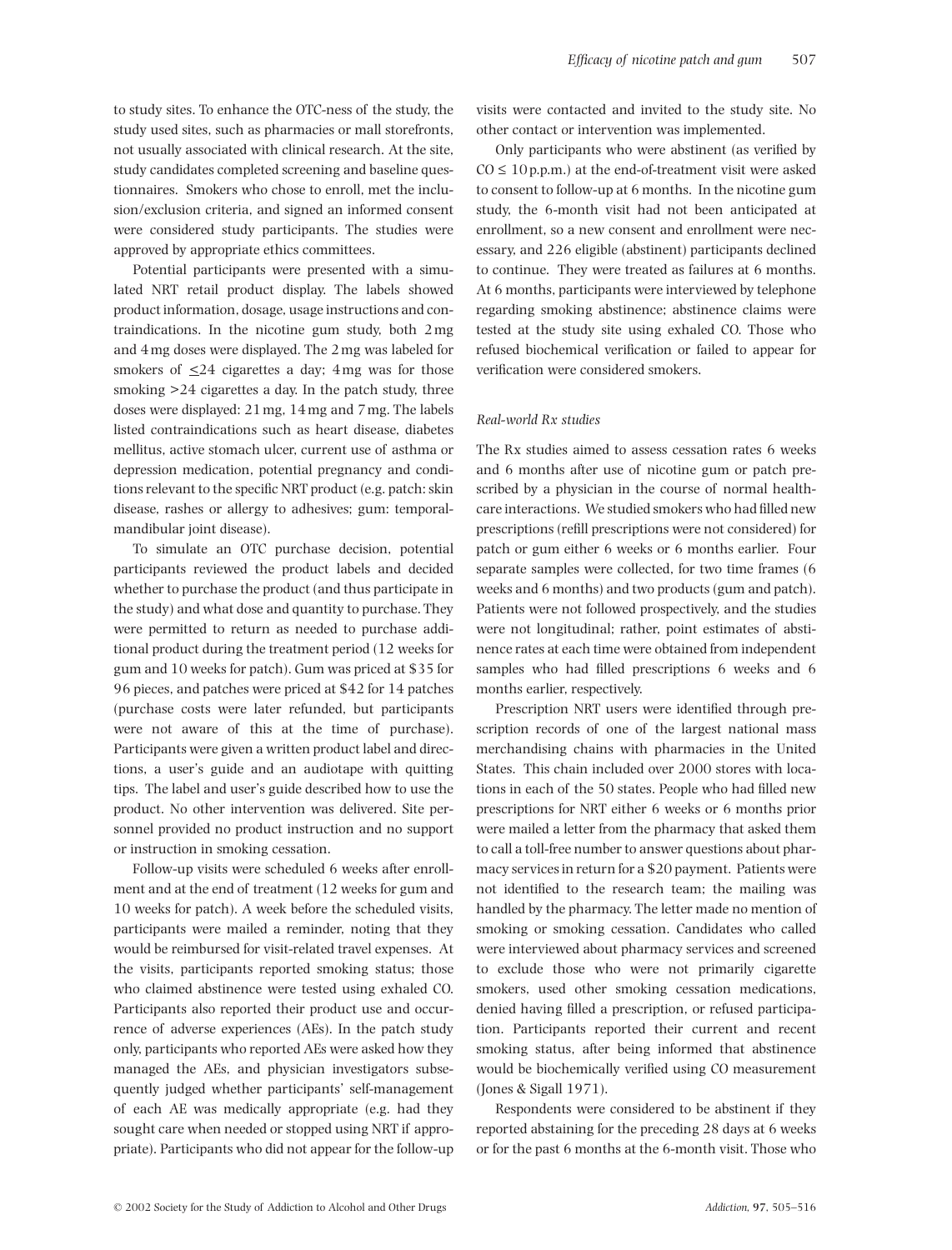to study sites. To enhance the OTC-ness of the study, the study used sites, such as pharmacies or mall storefronts, not usually associated with clinical research. At the site, study candidates completed screening and baseline questionnaires. Smokers who chose to enroll, met the inclusion/exclusion criteria, and signed an informed consent were considered study participants. The studies were approved by appropriate ethics committees.

Potential participants were presented with a simulated NRT retail product display. The labels showed product information, dosage, usage instructions and contraindications. In the nicotine gum study, both 2 mg and 4 mg doses were displayed. The 2 mg was labeled for smokers of ≤24 cigarettes a day; 4 mg was for those smoking >24 cigarettes a day. In the patch study, three doses were displayed: 21 mg, 14 mg and 7 mg. The labels listed contraindications such as heart disease, diabetes mellitus, active stomach ulcer, current use of asthma or depression medication, potential pregnancy and conditions relevant to the specific NRT product (e.g. patch: skin disease, rashes or allergy to adhesives; gum: temporal-mandibular joint disease).

To simulate an OTC purchase decision, potential participants reviewed the product labels and decided whether to purchase the product (and thus participate in the study) and what dose and quantity to purchase. They were permitted to return as needed to purchase additional product during the treatment period (12 weeks for gum and 10 weeks for patch). Gum was priced at $35 for 96 pieces, and patches were priced at $42 for 14 patches (purchase costs were later refunded, but participants were not aware of this at the time of purchase). Participants were given a written product label and directions, a user's guide and an audiotape with quitting tips. The label and user's guide described how to use the product. No other intervention was delivered. Site personnel provided no product instruction and no support or instruction in smoking cessation.

Follow-up visits were scheduled 6 weeks after enrollment and at the end of treatment (12 weeks for gum and 10 weeks for patch). A week before the scheduled visits, participants were mailed a reminder, noting that they would be reimbursed for visit-related travel expenses. At the visits, participants reported smoking status; those who claimed abstinence were tested using exhaled CO. Participants also reported their product use and occurrence of adverse experiences (AEs). In the patch study only, participants who reported AEs were asked how they managed the AEs, and physician investigators subsequently judged whether participants' self-management of each AE was medically appropriate (e.g. had they sought care when needed or stopped using NRT if appropriate). Participants who did not appear for the follow-up visits were contacted and invited to the study site. No other contact or intervention was implemented.

Only participants who were abstinent (as verified by CO ≤ 10 p.p.m.) at the end-of-treatment visit were asked to consent to follow-up at 6 months. In the nicotine gum study, the 6-month visit had not been anticipated at enrollment, so a new consent and enrollment were necessary, and 226 eligible (abstinent) participants declined to continue. They were treated as failures at 6 months. At 6 months, participants were interviewed by telephone regarding smoking abstinence; abstinence claims were tested at the study site using exhaled CO. Those who refused biochemical verification or failed to appear for verification were considered smokers.

### *Real-world Rx studies*

The Rx studies aimed to assess cessation rates 6 weeks and 6 months after use of nicotine gum or patch prescribed by a physician in the course of normal healthcare interactions. We studied smokers who had filled new prescriptions (refill prescriptions were not considered) for patch or gum either 6 weeks or 6 months earlier. Four separate samples were collected, for two time frames (6 weeks and 6 months) and two products (gum and patch). Patients were not followed prospectively, and the studies were not longitudinal; rather, point estimates of abstinence rates at each time were obtained from independent samples who had filled prescriptions 6 weeks and 6 months earlier, respectively.

Prescription NRT users were identified through prescription records of one of the largest national mass merchandising chains with pharmacies in the United States. This chain included over 2000 stores with locations in each of the 50 states. People who had filled new prescriptions for NRT either 6 weeks or 6 months prior were mailed a letter from the pharmacy that asked them to call a toll-free number to answer questions about pharmacy services in return for a $20 payment. Patients were not identified to the research team; the mailing was handled by the pharmacy. The letter made no mention of smoking or smoking cessation. Candidates who called were interviewed about pharmacy services and screened to exclude those who were not primarily cigarette smokers, used other smoking cessation medications, denied having filled a prescription, or refused participation. Participants reported their current and recent smoking status, after being informed that abstinence would be biochemically verified using CO measurement (Jones & Sigall 1971).

Respondents were considered to be abstinent if they reported abstaining for the preceding 28 days at 6 weeks or for the past 6 months at the 6-month visit. Those who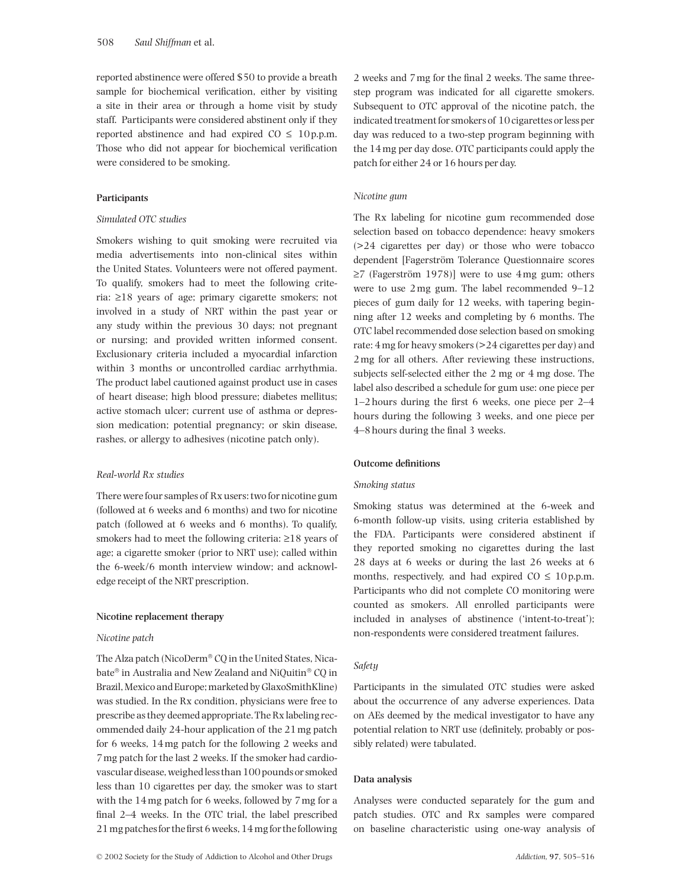reported abstinence were offered $50 to provide a breath sample for biochemical verification, either by visiting a site in their area or through a home visit by study staff. Participants were considered abstinent only if they reported abstinence and had expired CO ≤ 10 p.p.m. Those who did not appear for biochemical verification were considered to be smoking.

### Participants

#### *Simulated OTC studies*

Smokers wishing to quit smoking were recruited via media advertisements into non-clinical sites within the United States. Volunteers were not offered payment. To qualify, smokers had to meet the following criteria: ≥18 years of age; primary cigarette smokers; not involved in a study of NRT within the past year or any study within the previous 30 days; not pregnant or nursing; and provided written informed consent. Exclusionary criteria included a myocardial infarction within 3 months or uncontrolled cardiac arrhythmia. The product label cautioned against product use in cases of heart disease; high blood pressure; diabetes mellitus; active stomach ulcer; current use of asthma or depression medication; potential pregnancy; or skin disease, rashes, or allergy to adhesives (nicotine patch only).

#### *Real-world Rx studies*

There were four samples of Rx users: two for nicotine gum (followed at 6 weeks and 6 months) and two for nicotine patch (followed at 6 weeks and 6 months). To qualify, smokers had to meet the following criteria: ≥18 years of age; a cigarette smoker (prior to NRT use); called within the 6-week/6 month interview window; and acknowledge receipt of the NRT prescription.

### Nicotine replacement therapy

#### *Nicotine patch*

The Alza patch (NicoDerm® CQ in the United States, Nicabate® in Australia and New Zealand and NiQuitin® CQ in Brazil, Mexico and Europe; marketed by GlaxoSmithKline) was studied. In the Rx condition, physicians were free to prescribe as they deemed appropriate. The Rx labeling recommended daily 24-hour application of the 21 mg patch for 6 weeks, 14 mg patch for the following 2 weeks and 7 mg patch for the last 2 weeks. If the smoker had cardiovascular disease, weighed less than 100 pounds or smoked less than 10 cigarettes per day, the smoker was to start with the 14 mg patch for 6 weeks, followed by 7 mg for a final 2–4 weeks. In the OTC trial, the label prescribed 21 mg patches for the first 6 weeks, 14 mg for the following 2 weeks and 7 mg for the final 2 weeks. The same three-step program was indicated for all cigarette smokers. Subsequent to OTC approval of the nicotine patch, the indicated treatment for smokers of 10 cigarettes or less per day was reduced to a two-step program beginning with the 14 mg per day dose. OTC participants could apply the patch for either 24 or 16 hours per day.

#### *Nicotine gum*

The Rx labeling for nicotine gum recommended dose selection based on tobacco dependence: heavy smokers (>24 cigarettes per day) or those who were tobacco dependent [Fagerström Tolerance Questionnaire scores ≥7 (Fagerström 1978)] were to use 4 mg gum; others were to use 2 mg gum. The label recommended 9–12 pieces of gum daily for 12 weeks, with tapering beginning after 12 weeks and completing by 6 months. The OTC label recommended dose selection based on smoking rate: 4 mg for heavy smokers (>24 cigarettes per day) and 2 mg for all others. After reviewing these instructions, subjects self-selected either the 2 mg or 4 mg dose. The label also described a schedule for gum use: one piece per 1–2 hours during the first 6 weeks, one piece per 2–4 hours during the following 3 weeks, and one piece per 4–8 hours during the final 3 weeks.

### Outcome definitions

#### *Smoking status*

Smoking status was determined at the 6-week and 6-month follow-up visits, using criteria established by the FDA. Participants were considered abstinent if they reported smoking no cigarettes during the last 28 days at 6 weeks or during the last 26 weeks at 6 months, respectively, and had expired CO ≤ 10 p.p.m. Participants who did not complete CO monitoring were counted as smokers. All enrolled participants were included in analyses of abstinence ('intent-to-treat'); non-respondents were considered treatment failures.

#### *Safety*

Participants in the simulated OTC studies were asked about the occurrence of any adverse experiences. Data on AEs deemed by the medical investigator to have any potential relation to NRT use (definitely, probably or possibly related) were tabulated.

### Data analysis

Analyses were conducted separately for the gum and patch studies. OTC and Rx samples were compared on baseline characteristic using one-way analysis of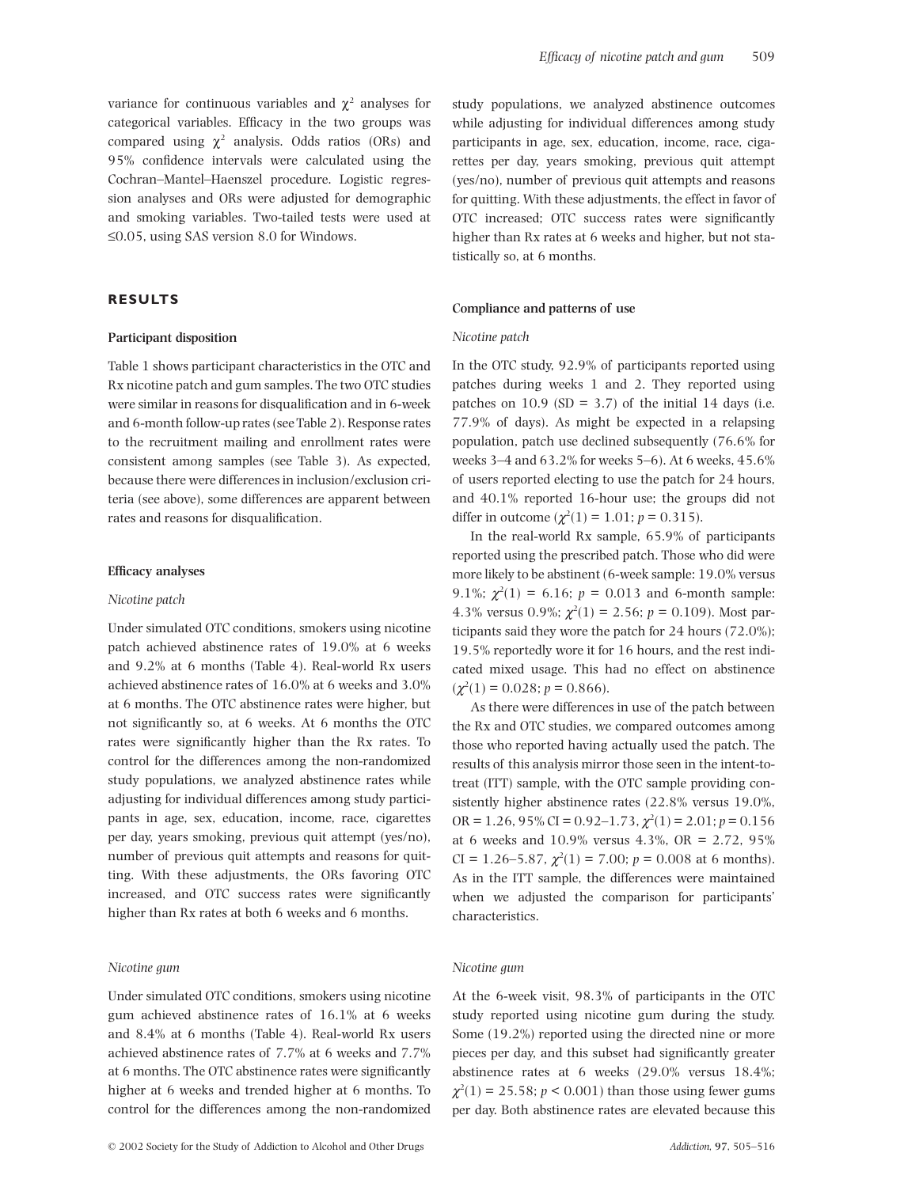variance for continuous variables and $\chi^2$ analyses for categorical variables. Efficacy in the two groups was compared using $\chi^2$ analysis. Odds ratios (ORs) and 95% confidence intervals were calculated using the Cochran–Mantel–Haenszel procedure. Logistic regression analyses and ORs were adjusted for demographic and smoking variables. Two-tailed tests were used at ≤0.05, using SAS version 8.0 for Windows.

## RESULTS

### Participant disposition

Table 1 shows participant characteristics in the OTC and Rx nicotine patch and gum samples. The two OTC studies were similar in reasons for disqualification and in 6-week and 6-month follow-up rates (see Table 2). Response rates to the recruitment mailing and enrollment rates were consistent among samples (see Table 3). As expected, because there were differences in inclusion/exclusion criteria (see above), some differences are apparent between rates and reasons for disqualification.

### Efficacy analyses

#### *Nicotine patch*

Under simulated OTC conditions, smokers using nicotine patch achieved abstinence rates of 19.0% at 6 weeks and 9.2% at 6 months (Table 4). Real-world Rx users achieved abstinence rates of 16.0% at 6 weeks and 3.0% at 6 months. The OTC abstinence rates were higher, but not significantly so, at 6 weeks. At 6 months the OTC rates were significantly higher than the Rx rates. To control for the differences among the non-randomized study populations, we analyzed abstinence rates while adjusting for individual differences among study participants in age, sex, education, income, race, cigarettes per day, years smoking, previous quit attempt (yes/no), number of previous quit attempts and reasons for quitting. With these adjustments, the ORs favoring OTC increased, and OTC success rates were significantly higher than Rx rates at both 6 weeks and 6 months.

#### *Nicotine gum*

Under simulated OTC conditions, smokers using nicotine gum achieved abstinence rates of 16.1% at 6 weeks and 8.4% at 6 months (Table 4). Real-world Rx users achieved abstinence rates of 7.7% at 6 weeks and 7.7% at 6 months. The OTC abstinence rates were significantly higher at 6 weeks and trended higher at 6 months. To control for the differences among the non-randomized study populations, we analyzed abstinence outcomes while adjusting for individual differences among study participants in age, sex, education, income, race, cigarettes per day, years smoking, previous quit attempt (yes/no), number of previous quit attempts and reasons for quitting. With these adjustments, the effect in favor of OTC increased; OTC success rates were significantly higher than Rx rates at 6 weeks and higher, but not statistically so, at 6 months.

### Compliance and patterns of use

#### *Nicotine patch*

In the OTC study, 92.9% of participants reported using patches during weeks 1 and 2. They reported using patches on 10.9 (SD = 3.7) of the initial 14 days (i.e. 77.9% of days). As might be expected in a relapsing population, patch use declined subsequently (76.6% for weeks 3–4 and 63.2% for weeks 5–6). At 6 weeks, 45.6% of users reported electing to use the patch for 24 hours, and 40.1% reported 16-hour use; the groups did not differ in outcome ($\chi^2(1) = 1.01$; $p = 0.315$).

In the real-world Rx sample, 65.9% of participants reported using the prescribed patch. Those who did were more likely to be abstinent (6-week sample: 19.0% versus 9.1%; $\chi^2(1) = 6.16$; $p = 0.013$ and 6-month sample: 4.3% versus 0.9%; $\chi^2(1) = 2.56$; $p = 0.109$). Most participants said they wore the patch for 24 hours (72.0%); 19.5% reportedly wore it for 16 hours, and the rest indicated mixed usage. This had no effect on abstinence ($\chi^2(1) = 0.028$; $p = 0.866$).

As there were differences in use of the patch between the Rx and OTC studies, we compared outcomes among those who reported having actually used the patch. The results of this analysis mirror those seen in the intent-to-treat (ITT) sample, with the OTC sample providing consistently higher abstinence rates (22.8% versus 19.0%, OR = 1.26, 95% CI = 0.92–1.73, $\chi^2(1) = 2.01$; $p = 0.156$ at 6 weeks and 10.9% versus 4.3%, OR = 2.72, 95% CI = 1.26–5.87, $\chi^2(1) = 7.00$; $p = 0.008$ at 6 months). As in the ITT sample, the differences were maintained when we adjusted the comparison for participants' characteristics.

#### *Nicotine gum*

At the 6-week visit, 98.3% of participants in the OTC study reported using nicotine gum during the study. Some (19.2%) reported using the directed nine or more pieces per day, and this subset had significantly greater abstinence rates at 6 weeks (29.0% versus 18.4%; $\chi^2(1) = 25.58$; $p < 0.001$) than those using fewer gums per day. Both abstinence rates are elevated because this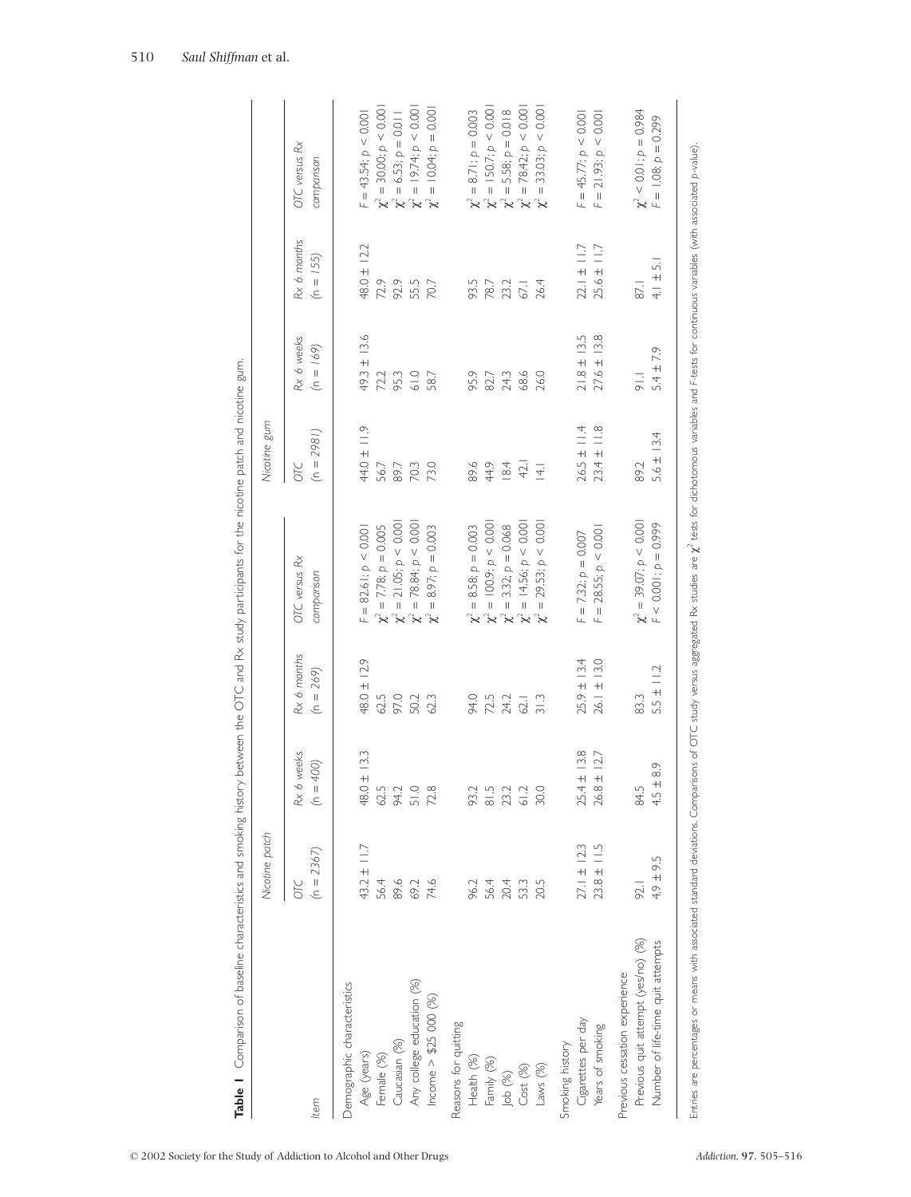**Table 1** Comparison of baseline characteristics and smoking history between the OTC and Rx study participants for the nicotine patch and nicotine gum.

| Item | Nicotine patch | | | | Nicotine gum | | | |
|---|---|---|---|---|---|---|---|---|
| | OTC (n = 2367) | Rx 6 weeks (n = 400) | Rx 6 months (n = 269) | OTC versus Rx comparison | OTC (n = 2981) | Rx 6 weeks (n = 169) | Rx 6 months (n = 155) | OTC versus Rx comparison |
| Demographic characteristics | | | | | | | | |
| Age (years) | 43.2 ± 11.7 | 48.0 ± 13.3 | 48.0 ± 12.9 | $F = 82.61; p < 0.001$ | 44.0 ± 11.9 | 49.3 ± 13.6 | 48.0 ± 12.2 | $F = 43.54; p < 0.001$ |
| Female (%) | 56.4 | 62.5 | 62.5 | $\chi^2 = 7.78; p = 0.005$ | 56.7 | 72.2 | 72.9 | $\chi^2 = 30.00; p < 0.001$ |
| Caucasian (%) | 89.6 | 94.2 | 97.0 | $\chi^2 = 21.05; p < 0.001$ | 89.7 | 95.3 | 92.9 | $\chi^2 = 6.53; p = 0.011$ |
| Any college education (%) | 69.2 | 51.0 | 50.2 | $\chi^2 = 78.84; p < 0.001$ | 70.3 | 61.0 | 55.5 | $\chi^2 = 19.74; p < 0.001$ |
| Income > $25 000 (%) | 74.6 | 72.8 | 62.3 | $\chi^2 = 8.97; p = 0.003$ | 73.0 | 58.7 | 70.7 | $\chi^2 = 10.04; p = 0.001$ |
| Reasons for quitting | | | | | | | | |
| Health (%) | 96.2 | 93.2 | 94.0 | $\chi^2 = 8.58; p = 0.003$ | 89.6 | 95.9 | 93.5 | $\chi^2 = 8.71; p = 0.003$ |
| Family (%) | 56.4 | 81.5 | 72.5 | $\chi^2 = 100.9; p < 0.001$ | 44.9 | 82.7 | 78.7 | $\chi^2 = 150.7; p < 0.001$ |
| Job (%) | 20.4 | 23.2 | 24.2 | $\chi^2 = 3.32; p = 0.068$ | 18.4 | 24.3 | 23.2 | $\chi^2 = 5.58; p = 0.018$ |
| Cost (%) | 53.3 | 61.2 | 62.1 | $\chi^2 = 14.56; p < 0.001$ | 42.1 | 68.6 | 67.1 | $\chi^2 = 78.42; p < 0.001$ |
| Laws (%) | 20.5 | 30.0 | 31.3 | $\chi^2 = 29.53; p < 0.001$ | 14.1 | 26.0 | 26.4 | $\chi^2 = 33.03; p < 0.001$ |
| Smoking history | | | | | | | | |
| Cigarettes per day | 27.1 ± 12.3 | 25.4 ± 13.8 | 25.9 ± 13.4 | $F = 7.32; p = 0.007$ | 26.5 ± 11.4 | 21.8 ± 13.5 | 22.1 ± 11.7 | $F = 45.77; p < 0.001$ |
| Years of smoking | 23.8 ± 11.5 | 26.8 ± 12.7 | 26.1 ± 13.0 | $F = 28.55; p < 0.001$ | 23.4 ± 11.8 | 27.6 ± 13.8 | 25.6 ± 11.7 | $F = 21.93; p < 0.001$ |
| Previous cessation experience | | | | | | | | |
| Previous quit attempt (yes/no) (%) | 92.1 | 84.5 | 83.3 | $\chi^2 = 39.07; p < 0.001$ | 89.2 | 91.1 | 87.1 | $\chi^2 < 0.01; p = 0.984$ |
| Number of life-time quit attempts | 4.9 ± 9.5 | 4.5 ± 8.9 | 5.5 ± 11.2 | $F < 0.001; p = 0.999$ | 5.6 ± 13.4 | 5.4 ± 7.9 | 4.1 ± 5.1 | $F = 1.08; p = 0.299$ |

Entries are percentages or means with associated standard deviations. Comparisons of OTC study versus aggregated Rx studies are $\chi^2$ tests for dichotomous variables and F-tests for continuous variables (with associated p-value).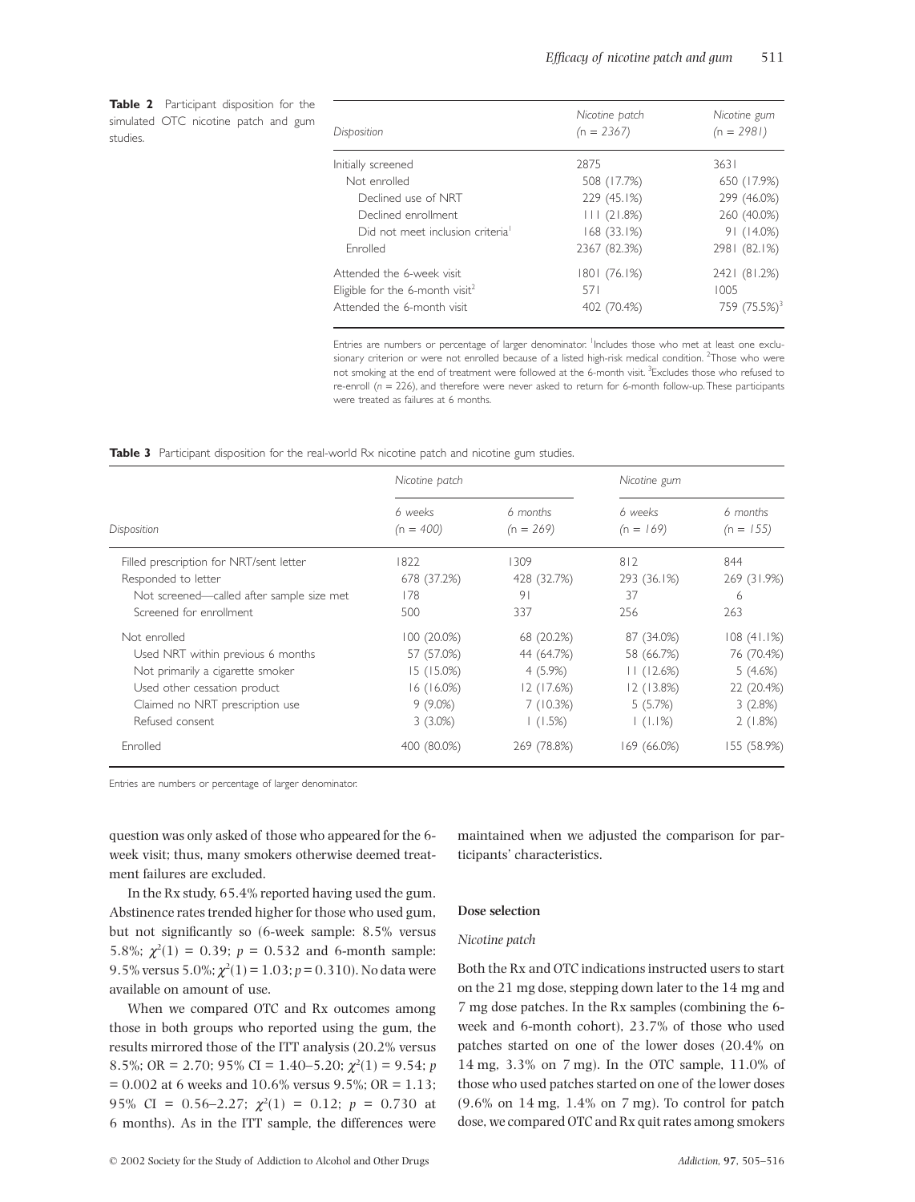**Table 2** Participant disposition for the simulated OTC nicotine patch and gum studies.

| Disposition | Nicotine patch (n = 2367) | Nicotine gum (n = 2981) |
|---|---|---|
| Initially screened | 2875 | 3631 |
| Not enrolled | 508 (17.7%) | 650 (17.9%) |
| Declined use of NRT | 229 (45.1%) | 299 (46.0%) |
| Declined enrollment | 111 (21.8%) | 260 (40.0%) |
| Did not meet inclusion criteria[1] | 168 (33.1%) | 91 (14.0%) |
| Enrolled | 2367 (82.3%) | 2981 (82.1%) |
| Attended the 6-week visit | 1801 (76.1%) | 2421 (81.2%) |
| Eligible for the 6-month visit[2] | 571 | 1005 |
| Attended the 6-month visit | 402 (70.4%) | 759 (75.5%)[3] |

Entries are numbers or percentage of larger denominator. [1]Includes those who met at least one exclusionary criterion or were not enrolled because of a listed high-risk medical condition. [2]Those who were not smoking at the end of treatment were followed at the 6-month visit. [3]Excludes those who refused to re-enroll (*n* = 226), and therefore were never asked to return for 6-month follow-up. These participants were treated as failures at 6 months.

**Table 3** Participant disposition for the real-world Rx nicotine patch and nicotine gum studies.

| Disposition | Nicotine patch | | Nicotine gum | |
|---|---|---|---|---|
| | 6 weeks (n = 400) | 6 months (n = 269) | 6 weeks (n = 169) | 6 months (n = 155) |
| Filled prescription for NRT/sent letter | 1822 | 1309 | 812 | 844 |
| Responded to letter | 678 (37.2%) | 428 (32.7%) | 293 (36.1%) | 269 (31.9%) |
| Not screened—called after sample size met | 178 | 91 | 37 | 6 |
| Screened for enrollment | 500 | 337 | 256 | 263 |
| Not enrolled | 100 (20.0%) | 68 (20.2%) | 87 (34.0%) | 108 (41.1%) |
| Used NRT within previous 6 months | 57 (57.0%) | 44 (64.7%) | 58 (66.7%) | 76 (70.4%) |
| Not primarily a cigarette smoker | 15 (15.0%) | 4 (5.9%) | 11 (12.6%) | 5 (4.6%) |
| Used other cessation product | 16 (16.0%) | 12 (17.6%) | 12 (13.8%) | 22 (20.4%) |
| Claimed no NRT prescription use | 9 (9.0%) | 7 (10.3%) | 5 (5.7%) | 3 (2.8%) |
| Refused consent | 3 (3.0%) | 1 (1.5%) | 1 (1.1%) | 2 (1.8%) |
| Enrolled | 400 (80.0%) | 269 (78.8%) | 169 (66.0%) | 155 (58.9%) |

Entries are numbers or percentage of larger denominator.

question was only asked of those who appeared for the 6-week visit; thus, many smokers otherwise deemed treatment failures are excluded.

In the Rx study, 65.4% reported having used the gum. Abstinence rates trended higher for those who used gum, but not significantly so (6-week sample: 8.5% versus 5.8%; $\chi^2(1) = 0.39$; $p = 0.532$ and 6-month sample: 9.5% versus 5.0%; $\chi^2(1) = 1.03$; $p = 0.310$). No data were available on amount of use.

When we compared OTC and Rx outcomes among those in both groups who reported using the gum, the results mirrored those of the ITT analysis (20.2% versus 8.5%; OR = 2.70; 95% CI = 1.40–5.20; $\chi^2(1) = 9.54$; $p = 0.002$ at 6 weeks and 10.6% versus 9.5%; OR = 1.13; 95% CI = 0.56–2.27; $\chi^2(1) = 0.12$; $p = 0.730$ at 6 months). As in the ITT sample, the differences were maintained when we adjusted the comparison for participants' characteristics.

### Dose selection

#### *Nicotine patch*

Both the Rx and OTC indications instructed users to start on the 21 mg dose, stepping down later to the 14 mg and 7 mg dose patches. In the Rx samples (combining the 6-week and 6-month cohort), 23.7% of those who used patches started on one of the lower doses (20.4% on 14 mg, 3.3% on 7 mg). In the OTC sample, 11.0% of those who used patches started on one of the lower doses (9.6% on 14 mg, 1.4% on 7 mg). To control for patch dose, we compared OTC and Rx quit rates among smokers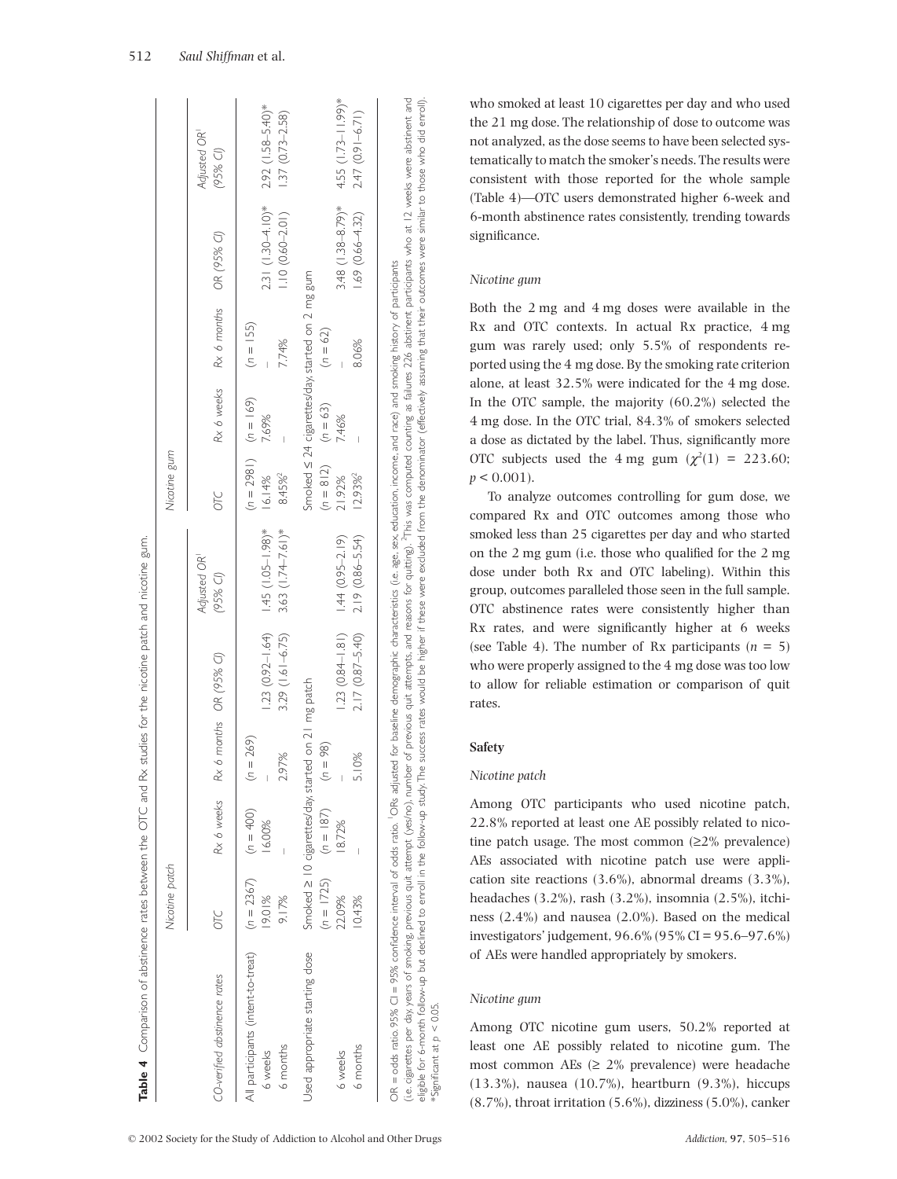**Table 4** Comparison of abstinence rates between the OTC and Rx studies for the nicotine patch and nicotine gum.

| CO-verified abstinence rates | Nicotine patch | | | | | Nicotine gum | | | | |
|---|---|---|---|---|---|---|---|---|---|---|
| | OTC | Rx 6 weeks | Rx 6 months | OR (95% CI) | Adjusted OR[1] (95% CI) | OTC | Rx 6 weeks | Rx 6 months | OR (95% CI) | Adjusted OR[1] (95% CI) |
| All participants (intent-to-treat) | (n = 2367) | (n = 400) | (n = 269) | | | (n = 2981) | (n = 169) | (n = 155) | | |
| 6 weeks | 19.01% | 16.00% | – | 1.23 (0.92–1.64) | 1.45 (1.05–1.98)* | 16.14% | 7.69% | – | 2.31 (1.30–4.10)* | 2.92 (1.58–5.40)* |
| 6 months | 9.17% | – | 2.97% | 3.29 (1.61–6.75) | 3.63 (1.74–7.61)* | 8.45%[2] | – | 7.74% | 1.10 (0.60–2.01) | 1.37 (0.73–2.58) |
| Used appropriate starting dose | Smoked ≥ 10 cigarettes/day, started on 21 mg patch | | | | | Smoked ≤ 24 cigarettes/day, started on 2 mg gum | | | | |
| | (n = 1725) | (n = 187) | (n = 98) | | | (n = 812) | (n = 63) | (n = 62) | | |
| 6 weeks | 22.09% | 18.72% | – | 1.23 (0.84–1.81) | 1.44 (0.95–2.19) | 21.92% | 7.46% | – | 3.48 (1.38–8.79)* | 4.55 (1.73–11.99)* |
| 6 months | 10.43% | – | 5.10% | 2.17 (0.87–5.40) | 2.19 (0.86–5.54) | 12.93%[2] | – | 8.06% | 1.69 (0.66–4.32) | 2.47 (0.91–6.71) |

OR = odds ratio. 95% CI = 95% confidence interval of odds ratio. [1]ORs adjusted for baseline demographic characteristics (i.e. age, sex, education, income, and race) and smoking history of participants (i.e. cigarettes per day, years of smoking, previous quit attempt (yes/no), number of previous quit attempts, and reasons for quitting). [2]This was computed counting as failures 226 abstinent participants who at 12 weeks were abstinent and eligible for 6-month follow-up but declined to enroll in the follow-up study. The success rates would be higher if these were excluded from the denominator (effectively assuming that their outcomes were similar to those who did enroll).
*Significant at $p < 0.05$.

who smoked at least 10 cigarettes per day and who used the 21 mg dose. The relationship of dose to outcome was not analyzed, as the dose seems to have been selected systematically to match the smoker's needs. The results were consistent with those reported for the whole sample (Table 4)—OTC users demonstrated higher 6-week and 6-month abstinence rates consistently, trending towards significance.

*Nicotine gum*

Both the 2 mg and 4 mg doses were available in the Rx and OTC contexts. In actual Rx practice, 4 mg gum was rarely used; only 5.5% of respondents reported using the 4 mg dose. By the smoking rate criterion alone, at least 32.5% were indicated for the 4 mg dose. In the OTC sample, the majority (60.2%) selected the 4 mg dose. In the OTC trial, 84.3% of smokers selected a dose as dictated by the label. Thus, significantly more OTC subjects used the 4 mg gum ($\chi^2(1) = 223.60$; $p < 0.001$).

To analyze outcomes controlling for gum dose, we compared Rx and OTC outcomes among those who smoked less than 25 cigarettes per day and who started on the 2 mg gum (i.e. those who qualified for the 2 mg dose under both Rx and OTC labeling). Within this group, outcomes paralleled those seen in the full sample. OTC abstinence rates were consistently higher than Rx rates, and were significantly higher at 6 weeks (see Table 4). The number of Rx participants ($n = 5$) who were properly assigned to the 4 mg dose was too low to allow for reliable estimation or comparison of quit rates.

### Safety

*Nicotine patch*

Among OTC participants who used nicotine patch, 22.8% reported at least one AE possibly related to nicotine patch usage. The most common (≥2% prevalence) AEs associated with nicotine patch use were application site reactions (3.6%), abnormal dreams (3.3%), headaches (3.2%), rash (3.2%), insomnia (2.5%), itchiness (2.4%) and nausea (2.0%). Based on the medical investigators' judgement, 96.6% (95% CI = 95.6–97.6%) of AEs were handled appropriately by smokers.

*Nicotine gum*

Among OTC nicotine gum users, 50.2% reported at least one AE possibly related to nicotine gum. The most common AEs (≥ 2% prevalence) were headache (13.3%), nausea (10.7%), heartburn (9.3%), hiccups (8.7%), throat irritation (5.6%), dizziness (5.0%), canker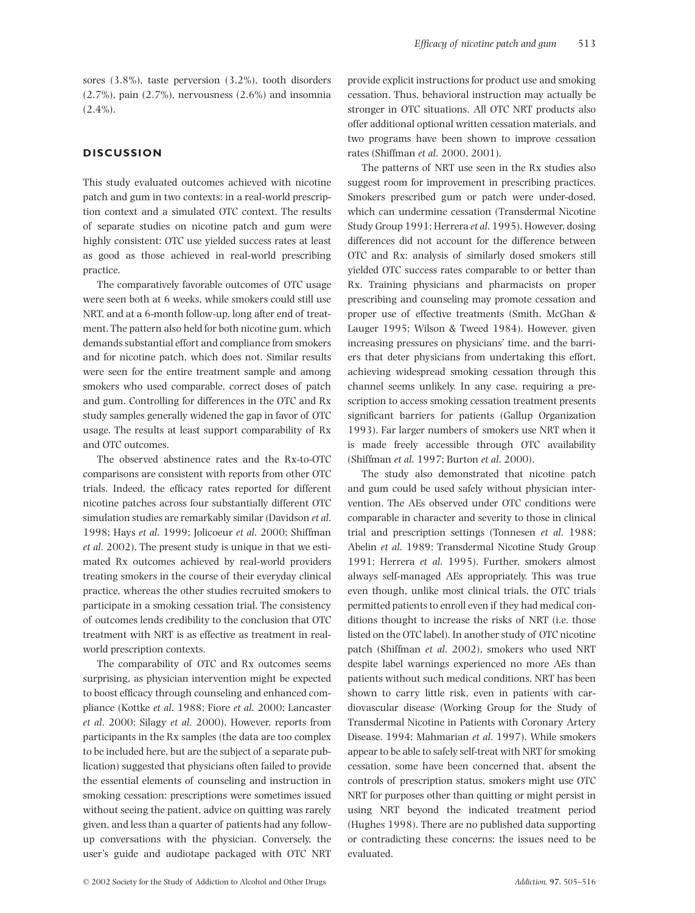sores (3.8%), taste perversion (3.2%), tooth disorders (2.7%), pain (2.7%), nervousness (2.6%) and insomnia (2.4%).

## DISCUSSION

This study evaluated outcomes achieved with nicotine patch and gum in two contexts: in a real-world prescription context and a simulated OTC context. The results of separate studies on nicotine patch and gum were highly consistent: OTC use yielded success rates at least as good as those achieved in real-world prescribing practice.

The comparatively favorable outcomes of OTC usage were seen both at 6 weeks, while smokers could still use NRT, and at a 6-month follow-up, long after end of treatment. The pattern also held for both nicotine gum, which demands substantial effort and compliance from smokers and for nicotine patch, which does not. Similar results were seen for the entire treatment sample and among smokers who used comparable, correct doses of patch and gum. Controlling for differences in the OTC and Rx study samples generally widened the gap in favor of OTC usage. The results at least support comparability of Rx and OTC outcomes.

The observed abstinence rates and the Rx-to-OTC comparisons are consistent with reports from other OTC trials. Indeed, the efficacy rates reported for different nicotine patches across four substantially different OTC simulation studies are remarkably similar (Davidson *et al.* 1998; Hays *et al.* 1999; Jolicoeur *et al.* 2000; Shiffman *et al.* 2002). The present study is unique in that we estimated Rx outcomes achieved by real-world providers treating smokers in the course of their everyday clinical practice, whereas the other studies recruited smokers to participate in a smoking cessation trial. The consistency of outcomes lends credibility to the conclusion that OTC treatment with NRT is as effective as treatment in real-world prescription contexts.

The comparability of OTC and Rx outcomes seems surprising, as physician intervention might be expected to boost efficacy through counseling and enhanced compliance (Kottke *et al.* 1988; Fiore *et al.* 2000; Lancaster *et al.* 2000; Silagy *et al.* 2000). However, reports from participants in the Rx samples (the data are too complex to be included here, but are the subject of a separate publication) suggested that physicians often failed to provide the essential elements of counseling and instruction in smoking cessation: prescriptions were sometimes issued without seeing the patient, advice on quitting was rarely given, and less than a quarter of patients had any follow-up conversations with the physician. Conversely, the user's guide and audiotape packaged with OTC NRT provide explicit instructions for product use and smoking cessation. Thus, behavioral instruction may actually be stronger in OTC situations. All OTC NRT products also offer additional optional written cessation materials, and two programs have been shown to improve cessation rates (Shiffman *et al.* 2000, 2001).

The patterns of NRT use seen in the Rx studies also suggest room for improvement in prescribing practices. Smokers prescribed gum or patch were under-dosed, which can undermine cessation (Transdermal Nicotine Study Group 1991; Herrera *et al.* 1995). However, dosing differences did not account for the difference between OTC and Rx: analysis of similarly dosed smokers still yielded OTC success rates comparable to or better than Rx. Training physicians and pharmacists on proper prescribing and counseling may promote cessation and proper use of effective treatments (Smith, McGhan & Lauger 1995; Wilson & Tweed 1984). However, given increasing pressures on physicians' time, and the barriers that deter physicians from undertaking this effort, achieving widespread smoking cessation through this channel seems unlikely. In any case, requiring a prescription to access smoking cessation treatment presents significant barriers for patients (Gallup Organization 1993). Far larger numbers of smokers use NRT when it is made freely accessible through OTC availability (Shiffman *et al.* 1997; Burton *et al.* 2000).

The study also demonstrated that nicotine patch and gum could be used safely without physician intervention. The AEs observed under OTC conditions were comparable in character and severity to those in clinical trial and prescription settings (Tonnesen *et al.* 1988; Abelin *et al.* 1989; Transdermal Nicotine Study Group 1991; Herrera *et al.* 1995). Further, smokers almost always self-managed AEs appropriately. This was true even though, unlike most clinical trials, the OTC trials permitted patients to enroll even if they had medical conditions thought to increase the risks of NRT (i.e. those listed on the OTC label). In another study of OTC nicotine patch (Shiffman *et al.* 2002), smokers who used NRT despite label warnings experienced no more AEs than patients without such medical conditions. NRT has been shown to carry little risk, even in patients with cardiovascular disease (Working Group for the Study of Transdermal Nicotine in Patients with Coronary Artery Disease. 1994; Mahmarian *et al.* 1997). While smokers appear to be able to safely self-treat with NRT for smoking cessation, some have been concerned that, absent the controls of prescription status, smokers might use OTC NRT for purposes other than quitting or might persist in using NRT beyond the indicated treatment period (Hughes 1998). There are no published data supporting or contradicting these concerns; the issues need to be evaluated.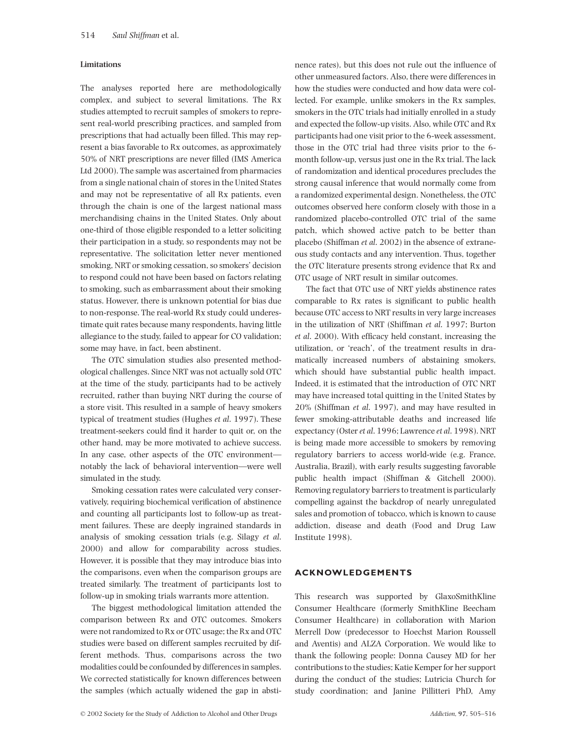### Limitations

The analyses reported here are methodologically complex, and subject to several limitations. The Rx studies attempted to recruit samples of smokers to represent real-world prescribing practices, and sampled from prescriptions that had actually been filled. This may represent a bias favorable to Rx outcomes, as approximately 50% of NRT prescriptions are never filled (IMS America Ltd 2000). The sample was ascertained from pharmacies from a single national chain of stores in the United States and may not be representative of all Rx patients, even through the chain is one of the largest national mass merchandising chains in the United States. Only about one-third of those eligible responded to a letter soliciting their participation in a study, so respondents may not be representative. The solicitation letter never mentioned smoking, NRT or smoking cessation, so smokers' decision to respond could not have been based on factors relating to smoking, such as embarrassment about their smoking status. However, there is unknown potential for bias due to non-response. The real-world Rx study could underestimate quit rates because many respondents, having little allegiance to the study, failed to appear for CO validation; some may have, in fact, been abstinent.

The OTC simulation studies also presented methodological challenges. Since NRT was not actually sold OTC at the time of the study, participants had to be actively recruited, rather than buying NRT during the course of a store visit. This resulted in a sample of heavy smokers typical of treatment studies (Hughes *et al.* 1997). These treatment-seekers could find it harder to quit or, on the other hand, may be more motivated to achieve success. In any case, other aspects of the OTC environment—notably the lack of behavioral intervention—were well simulated in the study.

Smoking cessation rates were calculated very conservatively, requiring biochemical verification of abstinence and counting all participants lost to follow-up as treatment failures. These are deeply ingrained standards in analysis of smoking cessation trials (e.g. Silagy *et al.* 2000) and allow for comparability across studies. However, it is possible that they may introduce bias into the comparisons, even when the comparison groups are treated similarly. The treatment of participants lost to follow-up in smoking trials warrants more attention.

The biggest methodological limitation attended the comparison between Rx and OTC outcomes. Smokers were not randomized to Rx or OTC usage; the Rx and OTC studies were based on different samples recruited by different methods. Thus, comparisons across the two modalities could be confounded by differences in samples. We corrected statistically for known differences between the samples (which actually widened the gap in abstinence rates), but this does not rule out the influence of other unmeasured factors. Also, there were differences in how the studies were conducted and how data were collected. For example, unlike smokers in the Rx samples, smokers in the OTC trials had initially enrolled in a study and expected the follow-up visits. Also, while OTC and Rx participants had one visit prior to the 6-week assessment, those in the OTC trial had three visits prior to the 6-month follow-up, versus just one in the Rx trial. The lack of randomization and identical procedures precludes the strong causal inference that would normally come from a randomized experimental design. Nonetheless, the OTC outcomes observed here conform closely with those in a randomized placebo-controlled OTC trial of the same patch, which showed active patch to be better than placebo (Shiffman *et al.* 2002) in the absence of extraneous study contacts and any intervention. Thus, together the OTC literature presents strong evidence that Rx and OTC usage of NRT result in similar outcomes.

The fact that OTC use of NRT yields abstinence rates comparable to Rx rates is significant to public health because OTC access to NRT results in very large increases in the utilization of NRT (Shiffman *et al.* 1997; Burton *et al.* 2000). With efficacy held constant, increasing the utilization, or 'reach', of the treatment results in dramatically increased numbers of abstaining smokers, which should have substantial public health impact. Indeed, it is estimated that the introduction of OTC NRT may have increased total quitting in the United States by 20% (Shiffman *et al.* 1997), and may have resulted in fewer smoking-attributable deaths and increased life expectancy (Oster *et al.* 1996; Lawrence *et al.* 1998). NRT is being made more accessible to smokers by removing regulatory barriers to access world-wide (e.g. France, Australia, Brazil), with early results suggesting favorable public health impact (Shiffman & Gitchell 2000). Removing regulatory barriers to treatment is particularly compelling against the backdrop of nearly unregulated sales and promotion of tobacco, which is known to cause addiction, disease and death (Food and Drug Law Institute 1998).

## ACKNOWLEDGEMENTS

This research was supported by GlaxoSmithKline Consumer Healthcare (formerly SmithKline Beecham Consumer Healthcare) in collaboration with Marion Merrell Dow (predecessor to Hoechst Marion Roussell and Aventis) and ALZA Corporation. We would like to thank the following people: Donna Causey MD for her contributions to the studies; Katie Kemper for her support during the conduct of the studies; Lutricia Church for study coordination; and Janine Pillitteri PhD, Amy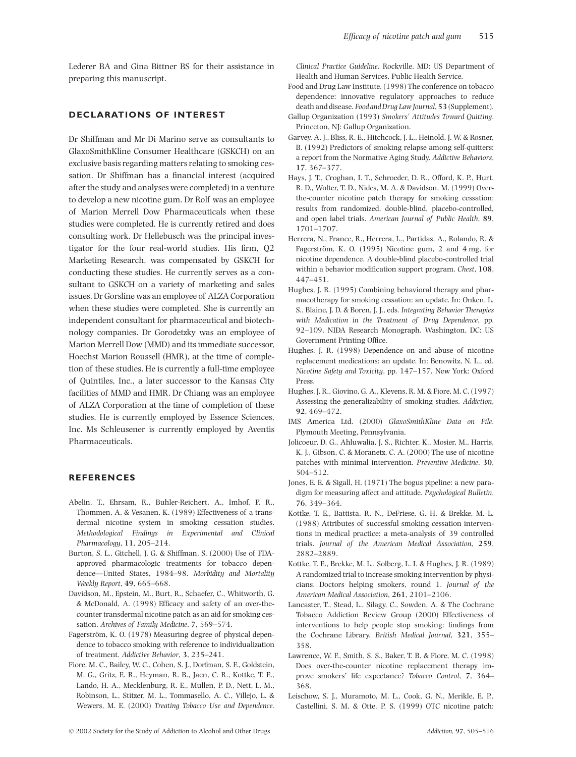Lederer BA and Gina Bittner BS for their assistance in preparing this manuscript.

## DECLARATIONS OF INTEREST

Dr Shiffman and Mr Di Marino serve as consultants to GlaxoSmithKline Consumer Healthcare (GSKCH) on an exclusive basis regarding matters relating to smoking cessation. Dr Shiffman has a financial interest (acquired after the study and analyses were completed) in a venture to develop a new nicotine gum. Dr Rolf was an employee of Marion Merrell Dow Pharmaceuticals when these studies were completed. He is currently retired and does consulting work. Dr Hellebusch was the principal investigator for the four real-world studies. His firm, Q2 Marketing Research, was compensated by GSKCH for conducting these studies. He currently serves as a consultant to GSKCH on a variety of marketing and sales issues. Dr Gorsline was an employee of ALZA Corporation when these studies were completed. She is currently an independent consultant for pharmaceutical and biotechnology companies. Dr Gorodetzky was an employee of Marion Merrell Dow (MMD) and its immediate successor, Hoechst Marion Roussell (HMR), at the time of completion of these studies. He is currently a full-time employee of Quintiles, Inc., a later successor to the Kansas City facilities of MMD and HMR. Dr Chiang was an employee of ALZA Corporation at the time of completion of these studies. He is currently employed by Essence Sciences, Inc. Ms Schleusener is currently employed by Aventis Pharmaceuticals.

## REFERENCES

Abelin, T., Ehrsam, R., Buhler-Reichert, A., Imhof, P. R., Thommen, A. & Vesanen, K. (1989) Effectiveness of a transdermal nicotine system in smoking cessation studies. *Methodological Findings in Experimental and Clinical Pharmacology*, **11**, 205–214.

Burton, S. L., Gitchell, J. G. & Shiffman, S. (2000) Use of FDA-approved pharmacologic treatments for tobacco dependence—United States, 1984–98. *Morbidity and Mortality Weekly Report*, **49**, 665–668.

Davidson, M., Epstein, M., Burt, R., Schaefer, C., Whitworth, G. & McDonald, A. (1998) Efficacy and safety of an over-the-counter transdermal nicotine patch as an aid for smoking cessation. *Archives of Family Medicine*, **7**, 569–574.

Fagerström, K. O. (1978) Measuring degree of physical dependence to tobacco smoking with reference to individualization of treatment. *Addictive Behavior*, **3**, 235–241.

Fiore, M. C., Bailey, W. C., Cohen, S. J., Dorfman, S. F., Goldstein, M. G., Gritz, E. R., Heyman, R. B., Jaen, C. R., Kottke, T. E., Lando, H. A., Mecklenburg, R. E., Mullen, P. D., Nett, L. M., Robinson, L., Stitzer, M. L., Tommasello, A. C., Villejo, L. & Wewers, M. E. (2000) *Treating Tobacco Use and Dependence. Clinical Practice Guideline*. Rockville, MD: US Department of Health and Human Services, Public Health Service.

Food and Drug Law Institute. (1998) The conference on tobacco dependence: innovative regulatory approaches to reduce death and disease. *Food and Drug Law Journal*, **53** (Supplement).

Gallup Organization (1993) *Smokers' Attitudes Toward Quitting*. Princeton, NJ: Gallup Organization.

Garvey, A. J., Bliss, R. E., Hitchcock, J. L., Heinold, J. W. & Rosner, B. (1992) Predictors of smoking relapse among self-quitters: a report from the Normative Aging Study. *Addictive Behaviors*, **17**, 367–377.

Hays, J. T., Croghan, I. T., Schroeder, D. R., Offord, K. P., Hurt, R. D., Wolter, T. D., Nides, M. A. & Davidson, M. (1999) Over-the-counter nicotine patch therapy for smoking cessation: results from randomized, double-blind, placebo-controlled, and open label trials. *American Journal of Public Health*, **89**, 1701–1707.

Herrera, N., France, R., Herrera, L., Partidas, A., Rolando, R. & Fagerström, K. O. (1995) Nicotine gum, 2 and 4 mg, for nicotine dependence. A double-blind placebo-controlled trial within a behavior modification support program. *Chest*, **108**, 447–451.

Hughes, J. R. (1995) Combining behavioral therapy and pharmacotherapy for smoking cessation: an update. In: Onken, L. S., Blaine, J. D. & Boren, J. J., eds. *Integrating Behavior Therapies with Medication in the Treatment of Drug Dependence*, pp. 92–109. NIDA Research Monograph. Washington, DC: US Government Printing Office.

Hughes, J. R. (1998) Dependence on and abuse of nicotine replacement medications: an update. In: Benowitz, N. L., ed. *Nicotine Safety and Toxicity*, pp. 147–157. New York: Oxford Press.

Hughes, J. R., Giovino, G. A., Klevens, R. M. & Fiore, M. C. (1997) Assessing the generalizability of smoking studies. *Addiction*, **92**, 469–472.

IMS America Ltd. (2000) *GlaxoSmithKline Data on File*. Plymouth Meeting, Pennsylvania.

Jolicoeur, D. G., Ahluwalia, J. S., Richter, K., Mosier, M., Harris, K. J., Gibson, C. & Moranetz, C. A. (2000) The use of nicotine patches with minimal intervention. *Preventive Medicine*, **30**, 504–512.

Jones, E. E. & Sigall, H. (1971) The bogus pipeline: a new paradigm for measuring affect and attitude. *Psychological Bulletin*, **76**, 349–364.

Kottke, T. E., Battista, R. N., DeFriese, G. H. & Brekke, M. L. (1988) Attributes of successful smoking cessation interventions in medical practice: a meta-analysis of 39 controlled trials. *Journal of the American Medical Association*, **259**, 2882–2889.

Kottke, T. E., Brekke, M. L., Solberg, L. I. & Hughes, J. R. (1989) A randomized trial to increase smoking intervention by physicians. Doctors helping smokers, round 1. *Journal of the American Medical Association*, **261**, 2101–2106.

Lancaster, T., Stead, L., Silagy, C., Sowden, A. & The Cochrane Tobacco Addiction Review Group (2000) Effectiveness of interventions to help people stop smoking: findings from the Cochrane Library. *British Medical Journal*, **321**, 355–358.

Lawrence, W. F., Smith, S. S., Baker, T. B. & Fiore, M. C. (1998) Does over-the-counter nicotine replacement therapy improve smokers' life expectancy? *Tobacco Control*, **7**, 364–368.

Leischow, S. J., Muramoto, M. L., Cook, G. N., Merikle, E. P., Castellini, S. M. & Otte, P. S. (1999) OTC nicotine patch: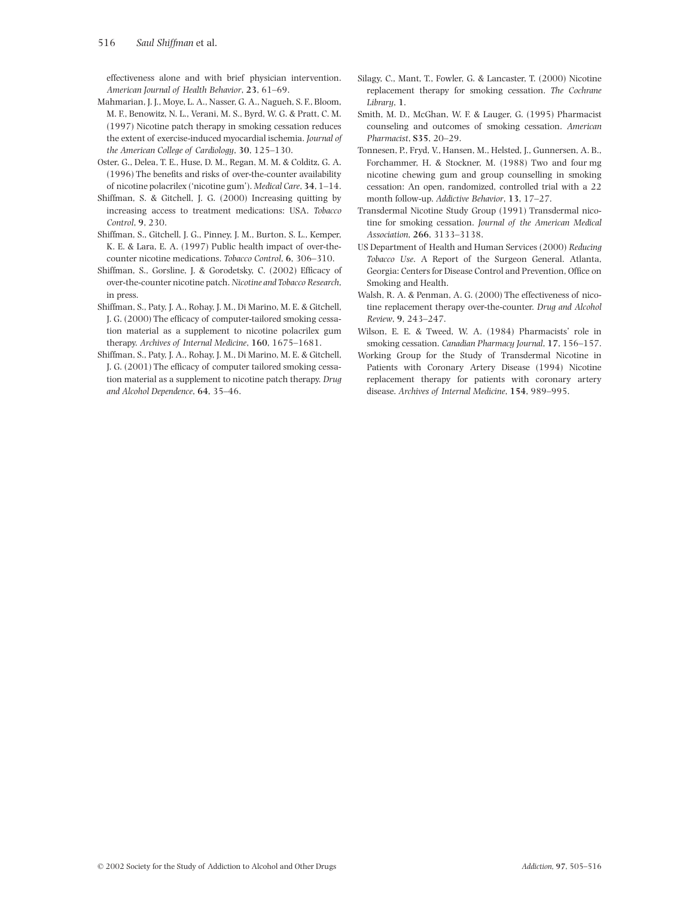effectiveness alone and with brief physician intervention. *American Journal of Health Behavior*, **23**, 61–69.

Mahmarian, J. J., Moye, L. A., Nasser, G. A., Nagueh, S. F., Bloom, M. F., Benowitz, N. L., Verani, M. S., Byrd, W. G. & Pratt, C. M. (1997) Nicotine patch therapy in smoking cessation reduces the extent of exercise-induced myocardial ischemia. *Journal of the American College of Cardiology*, **30**, 125–130.

Oster, G., Delea, T. E., Huse, D. M., Regan, M. M. & Colditz, G. A. (1996) The benefits and risks of over-the-counter availability of nicotine polacrilex ('nicotine gum'). *Medical Care*, **34**, 1–14.

Shiffman, S. & Gitchell, J. G. (2000) Increasing quitting by increasing access to treatment medications: USA. *Tobacco Control*, **9**, 230.

Shiffman, S., Gitchell, J. G., Pinney, J. M., Burton, S. L., Kemper, K. E. & Lara, E. A. (1997) Public health impact of over-the-counter nicotine medications. *Tobacco Control*, **6**, 306–310.

Shiffman, S., Gorsline, J. & Gorodetsky, C. (2002) Efficacy of over-the-counter nicotine patch. *Nicotine and Tobacco Research*, in press.

Shiffman, S., Paty, J. A., Rohay, J. M., Di Marino, M. E. & Gitchell, J. G. (2000) The efficacy of computer-tailored smoking cessation material as a supplement to nicotine polacrilex gum therapy. *Archives of Internal Medicine*, **160**, 1675–1681.

Shiffman, S., Paty, J. A., Rohay, J. M., Di Marino, M. E. & Gitchell, J. G. (2001) The efficacy of computer tailored smoking cessation material as a supplement to nicotine patch therapy. *Drug and Alcohol Dependence*, **64**, 35–46.

Silagy, C., Mant, T., Fowler, G. & Lancaster, T. (2000) Nicotine replacement therapy for smoking cessation. *The Cochrane Library*, **1**.

Smith, M. D., McGhan, W. F. & Lauger, G. (1995) Pharmacist counseling and outcomes of smoking cessation. *American Pharmacist*, **S35**, 20–29.

Tonnesen, P., Fryd, V., Hansen, M., Helsted, J., Gunnersen, A. B., Forchammer, H. & Stockner, M. (1988) Two and four mg nicotine chewing gum and group counselling in smoking cessation: An open, randomized, controlled trial with a 22 month follow-up. *Addictive Behavior*, **13**, 17–27.

Transdermal Nicotine Study Group (1991) Transdermal nicotine for smoking cessation. *Journal of the American Medical Association*, **266**, 3133–3138.

US Department of Health and Human Services (2000) *Reducing Tobacco Use*. A Report of the Surgeon General. Atlanta, Georgia: Centers for Disease Control and Prevention, Office on Smoking and Health.

Walsh, R. A. & Penman, A. G. (2000) The effectiveness of nicotine replacement therapy over-the-counter. *Drug and Alcohol Review*, **9**, 243–247.

Wilson, E. E. & Tweed, W. A. (1984) Pharmacists' role in smoking cessation. *Canadian Pharmacy Journal*, **17**, 156–157.

Working Group for the Study of Transdermal Nicotine in Patients with Coronary Artery Disease (1994) Nicotine replacement therapy for patients with coronary artery disease. *Archives of Internal Medicine*, **154**, 989–995.